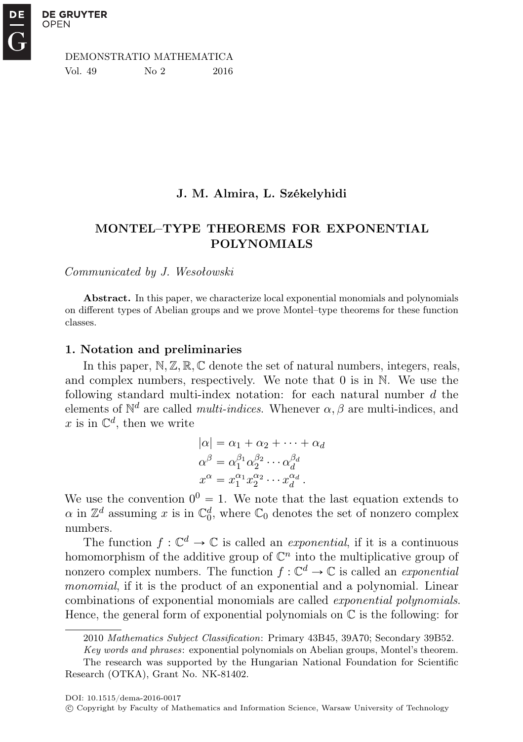DE GRUYTER OPEN

DEMONSTRATIO MATHEMATICA
Vol. 49 No 2 2016

**J. M. Almira, L. Székelyhidi**

# MONTEL–TYPE THEOREMS FOR EXPONENTIAL POLYNOMIALS

*Communicated by J. Wesołowski*

**Abstract.** In this paper, we characterize local exponential monomials and polynomials on different types of Abelian groups and we prove Montel–type theorems for these function classes.

## 1. Notation and preliminaries

In this paper, $\mathbb{N}, \mathbb{Z}, \mathbb{R}, \mathbb{C}$ denote the set of natural numbers, integers, reals, and complex numbers, respectively. We note that 0 is in $\mathbb{N}$. We use the following standard multi-index notation: for each natural number $d$ the elements of $\mathbb{N}^d$ are called *multi-indices*. Whenever $\alpha, \beta$ are multi-indices, and $x$ is in $\mathbb{C}^d$, then we write

$$|\alpha| = \alpha_1 + \alpha_2 + \cdots + \alpha_d$$
$$\alpha^\beta = \alpha_1^{\beta_1} \alpha_2^{\beta_2} \cdots \alpha_d^{\beta_d}$$
$$x^\alpha = x_1^{\alpha_1} x_2^{\alpha_2} \cdots x_d^{\alpha_d}\,.$$

We use the convention $0^0 = 1$. We note that the last equation extends to $\alpha$ in $\mathbb{Z}^d$ assuming $x$ is in $\mathbb{C}_0^d$, where $\mathbb{C}_0$ denotes the set of nonzero complex numbers.

The function $f : \mathbb{C}^d \to \mathbb{C}$ is called an *exponential*, if it is a continuous homomorphism of the additive group of $\mathbb{C}^n$ into the multiplicative group of nonzero complex numbers. The function $f : \mathbb{C}^d \to \mathbb{C}$ is called an *exponential monomial*, if it is the product of an exponential and a polynomial. Linear combinations of exponential monomials are called *exponential polynomials*. Hence, the general form of exponential polynomials on $\mathbb{C}$ is the following: for

---

2010 *Mathematics Subject Classification*: Primary 43B45, 39A70; Secondary 39B52.

*Key words and phrases*: exponential polynomials on Abelian groups, Montel's theorem.

The research was supported by the Hungarian National Foundation for Scientific Research (OTKA), Grant No. NK-81402.

DOI: 10.1515/dema-2016-0017

© Copyright by Faculty of Mathematics and Information Science, Warsaw University of Technology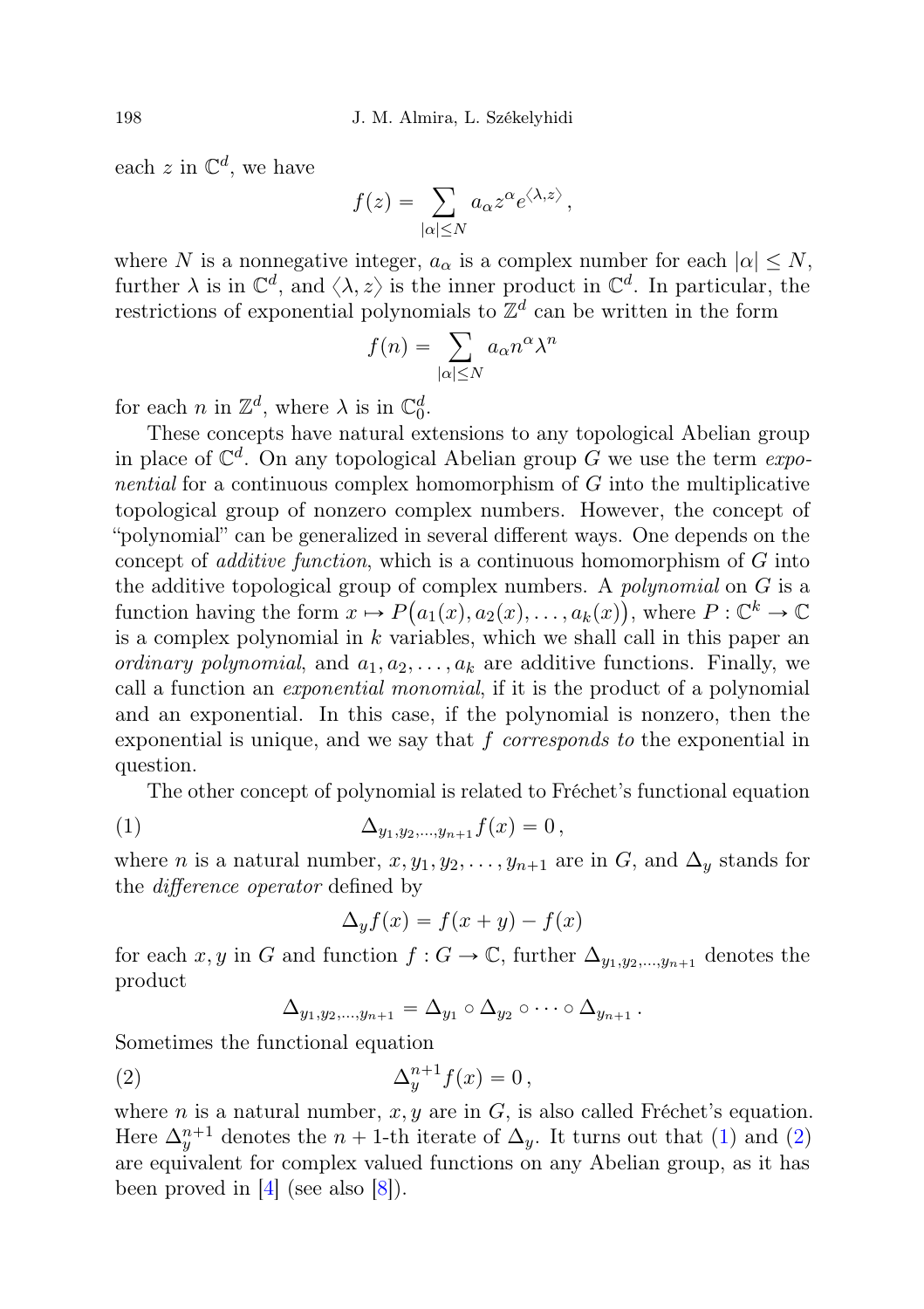each $z$ in $\mathbb{C}^d$, we have

$$f(z) = \sum_{|\alpha| \leq N} a_\alpha z^\alpha e^{\langle \lambda, z \rangle},$$

where $N$ is a nonnegative integer, $a_\alpha$ is a complex number for each $|\alpha| \leq N$, further $\lambda$ is in $\mathbb{C}^d$, and $\langle \lambda, z \rangle$ is the inner product in $\mathbb{C}^d$. In particular, the restrictions of exponential polynomials to $\mathbb{Z}^d$ can be written in the form

$$f(n) = \sum_{|\alpha| \leq N} a_\alpha n^\alpha \lambda^n$$

for each $n$ in $\mathbb{Z}^d$, where $\lambda$ is in $\mathbb{C}_0^d$.

These concepts have natural extensions to any topological Abelian group in place of $\mathbb{C}^d$. On any topological Abelian group $G$ we use the term *exponential* for a continuous complex homomorphism of $G$ into the multiplicative topological group of nonzero complex numbers. However, the concept of "polynomial" can be generalized in several different ways. One depends on the concept of *additive function*, which is a continuous homomorphism of $G$ into the additive topological group of complex numbers. A *polynomial* on $G$ is a function having the form $x \mapsto P\big(a_1(x), a_2(x), \dots, a_k(x)\big)$, where $P : \mathbb{C}^k \to \mathbb{C}$ is a complex polynomial in $k$ variables, which we shall call in this paper an *ordinary polynomial*, and $a_1, a_2, \dots, a_k$ are additive functions. Finally, we call a function an *exponential monomial*, if it is the product of a polynomial and an exponential. In this case, if the polynomial is nonzero, then the exponential is unique, and we say that $f$ *corresponds to* the exponential in question.

The other concept of polynomial is related to Fréchet's functional equation

$$\Delta_{y_1, y_2, \dots, y_{n+1}} f(x) = 0, \tag{1}$$

where $n$ is a natural number, $x, y_1, y_2, \dots, y_{n+1}$ are in $G$, and $\Delta_y$ stands for the *difference operator* defined by

$$\Delta_y f(x) = f(x + y) - f(x)$$

for each $x, y$ in $G$ and function $f : G \to \mathbb{C}$, further $\Delta_{y_1, y_2, \dots, y_{n+1}}$ denotes the product

$$\Delta_{y_1, y_2, \dots, y_{n+1}} = \Delta_{y_1} \circ \Delta_{y_2} \circ \dots \circ \Delta_{y_{n+1}}.$$

Sometimes the functional equation

$$\Delta_y^{n+1} f(x) = 0, \tag{2}$$

where $n$ is a natural number, $x, y$ are in $G$, is also called Fréchet's equation. Here $\Delta_y^{n+1}$ denotes the $n+1$-th iterate of $\Delta_y$. It turns out that (1) and (2) are equivalent for complex valued functions on any Abelian group, as it has been proved in [4] (see also [8]).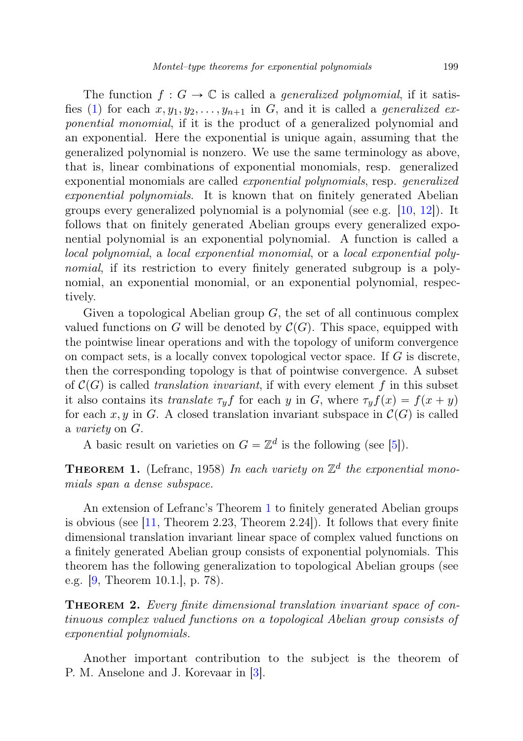The function $f : G \to \mathbb{C}$ is called a *generalized polynomial*, if it satisfies (1) for each $x, y_1, y_2, \dots, y_{n+1}$ in $G$, and it is called a *generalized exponential monomial*, if it is the product of a generalized polynomial and an exponential. Here the exponential is unique again, assuming that the generalized polynomial is nonzero. We use the same terminology as above, that is, linear combinations of exponential monomials, resp. generalized exponential monomials are called *exponential polynomials*, resp. *generalized exponential polynomials*. It is known that on finitely generated Abelian groups every generalized polynomial is a polynomial (see e.g. [10, 12]). It follows that on finitely generated Abelian groups every generalized exponential polynomial is an exponential polynomial. A function is called a *local polynomial*, a *local exponential monomial*, or a *local exponential polynomial*, if its restriction to every finitely generated subgroup is a polynomial, an exponential monomial, or an exponential polynomial, respectively.

Given a topological Abelian group $G$, the set of all continuous complex valued functions on $G$ will be denoted by $\mathcal{C}(G)$. This space, equipped with the pointwise linear operations and with the topology of uniform convergence on compact sets, is a locally convex topological vector space. If $G$ is discrete, then the corresponding topology is that of pointwise convergence. A subset of $\mathcal{C}(G)$ is called *translation invariant*, if with every element $f$ in this subset it also contains its *translate* $\tau_y f$ for each $y$ in $G$, where $\tau_y f(x) = f(x + y)$ for each $x, y$ in $G$. A closed translation invariant subspace in $\mathcal{C}(G)$ is called a *variety* on $G$.

A basic result on varieties on $G = \mathbb{Z}^d$ is the following (see [5]).

**Theorem 1.** (Lefranc, 1958) *In each variety on $\mathbb{Z}^d$ the exponential monomials span a dense subspace.*

An extension of Lefranc's Theorem 1 to finitely generated Abelian groups is obvious (see [11, Theorem 2.23, Theorem 2.24]). It follows that every finite dimensional translation invariant linear space of complex valued functions on a finitely generated Abelian group consists of exponential polynomials. This theorem has the following generalization to topological Abelian groups (see e.g. [9, Theorem 10.1.], p. 78).

**Theorem 2.** *Every finite dimensional translation invariant space of continuous complex valued functions on a topological Abelian group consists of exponential polynomials.*

Another important contribution to the subject is the theorem of P. M. Anselone and J. Korevaar in [3].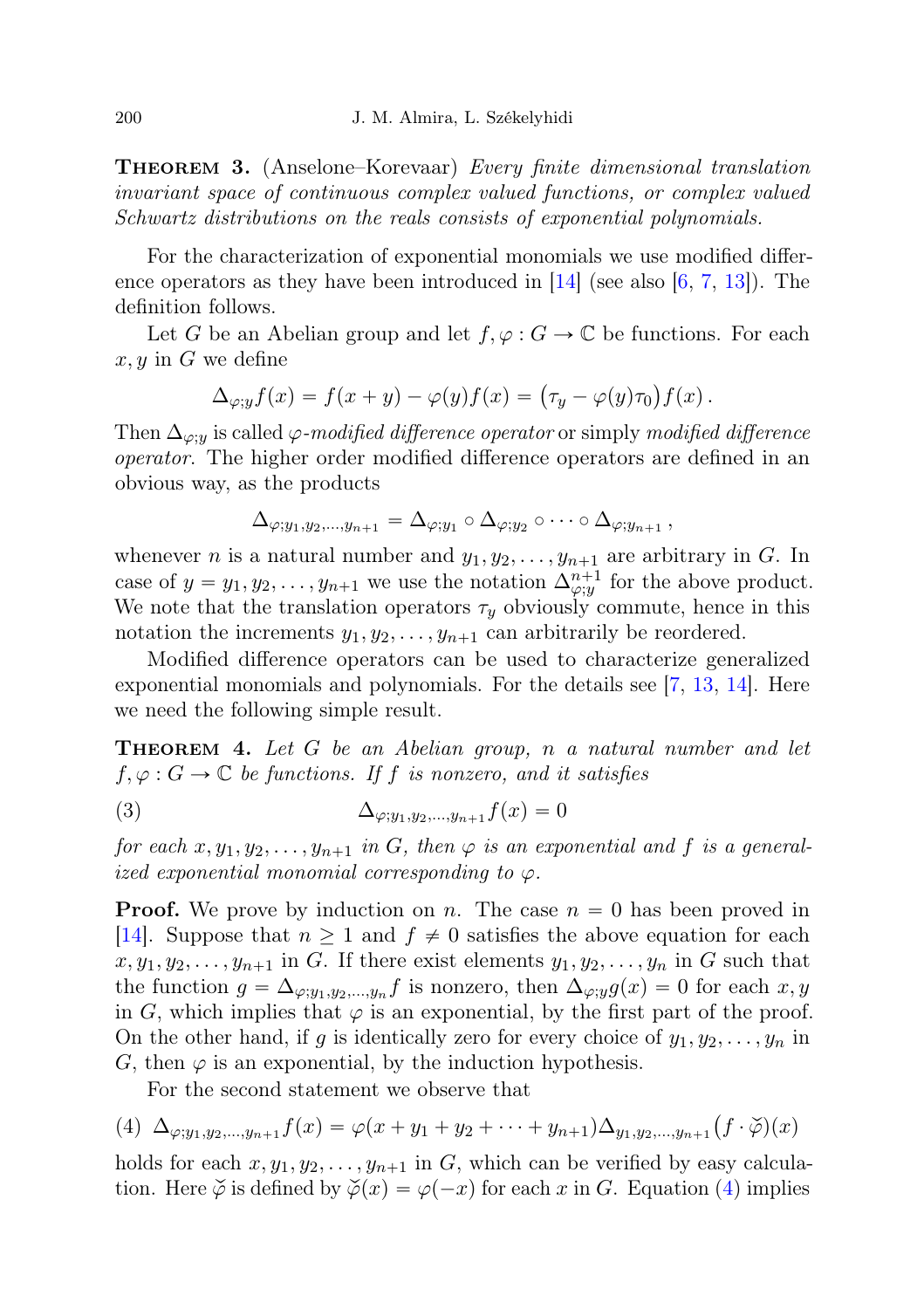**Theorem 3.** (Anselone–Korevaar) *Every finite dimensional translation invariant space of continuous complex valued functions, or complex valued Schwartz distributions on the reals consists of exponential polynomials.*

For the characterization of exponential monomials we use modified difference operators as they have been introduced in [14] (see also [6, 7, 13]). The definition follows.

Let $G$ be an Abelian group and let $f, \varphi : G \to \mathbb{C}$ be functions. For each $x, y$ in $G$ we define

$$\Delta_{\varphi;y} f(x) = f(x+y) - \varphi(y) f(x) = \big(\tau_y - \varphi(y)\tau_0\big) f(x)\,.$$

Then $\Delta_{\varphi;y}$ is called *$\varphi$-modified difference operator* or simply *modified difference operator*. The higher order modified difference operators are defined in an obvious way, as the products

$$\Delta_{\varphi;y_1,y_2,\dots,y_{n+1}} = \Delta_{\varphi;y_1} \circ \Delta_{\varphi;y_2} \circ \cdots \circ \Delta_{\varphi;y_{n+1}}\,,$$

whenever $n$ is a natural number and $y_1, y_2, \dots, y_{n+1}$ are arbitrary in $G$. In case of $y = y_1, y_2, \dots, y_{n+1}$ we use the notation $\Delta^{n+1}_{\varphi;y}$ for the above product. We note that the translation operators $\tau_y$ obviously commute, hence in this notation the increments $y_1, y_2, \dots, y_{n+1}$ can arbitrarily be reordered.

Modified difference operators can be used to characterize generalized exponential monomials and polynomials. For the details see [7, 13, 14]. Here we need the following simple result.

**Theorem 4.** *Let $G$ be an Abelian group, $n$ a natural number and let $f, \varphi : G \to \mathbb{C}$ be functions. If $f$ is nonzero, and it satisfies*

$$\Delta_{\varphi;y_1,y_2,\dots,y_{n+1}} f(x) = 0 \tag{3}$$

*for each $x, y_1, y_2, \dots, y_{n+1}$ in $G$, then $\varphi$ is an exponential and $f$ is a generalized exponential monomial corresponding to $\varphi$.*

**Proof.** We prove by induction on $n$. The case $n = 0$ has been proved in [14]. Suppose that $n \geq 1$ and $f \neq 0$ satisfies the above equation for each $x, y_1, y_2, \dots, y_{n+1}$ in $G$. If there exist elements $y_1, y_2, \dots, y_n$ in $G$ such that the function $g = \Delta_{\varphi;y_1,y_2,\dots,y_n} f$ is nonzero, then $\Delta_{\varphi;y} g(x) = 0$ for each $x, y$ in $G$, which implies that $\varphi$ is an exponential, by the first part of the proof. On the other hand, if $g$ is identically zero for every choice of $y_1, y_2, \dots, y_n$ in $G$, then $\varphi$ is an exponential, by the induction hypothesis.

For the second statement we observe that

$$\Delta_{\varphi;y_1,y_2,\dots,y_{n+1}} f(x) = \varphi(x + y_1 + y_2 + \cdots + y_{n+1}) \Delta_{y_1,y_2,\dots,y_{n+1}} \big(f \cdot \check{\varphi}\big)(x) \tag{4}$$

holds for each $x, y_1, y_2, \dots, y_{n+1}$ in $G$, which can be verified by easy calculation. Here $\check{\varphi}$ is defined by $\check{\varphi}(x) = \varphi(-x)$ for each $x$ in $G$. Equation (4) implies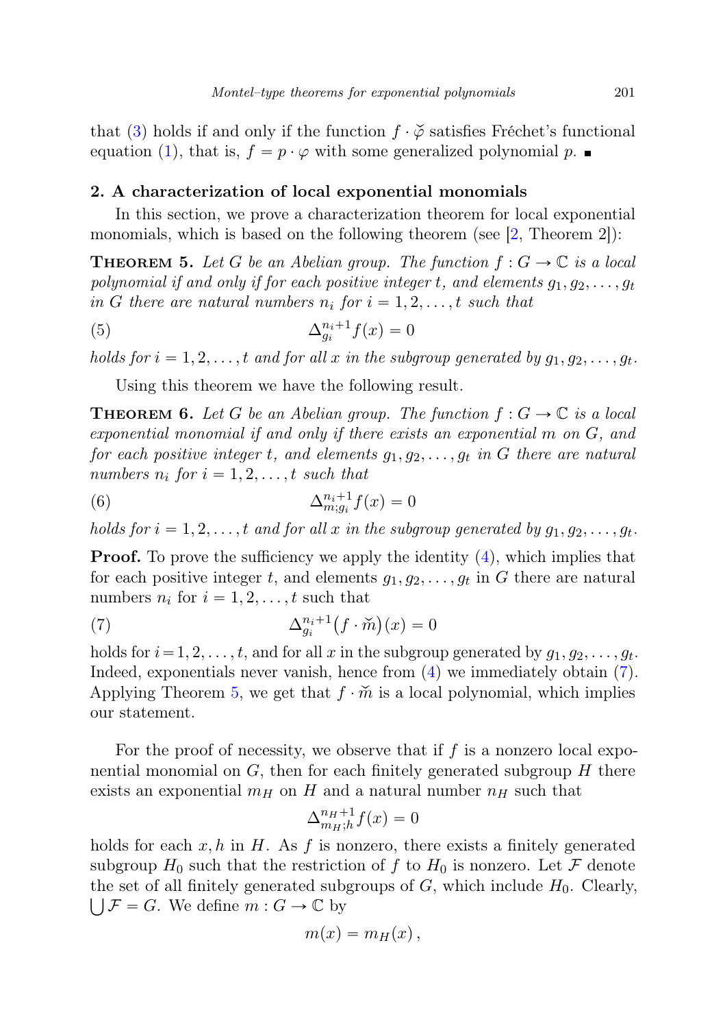that (3) holds if and only if the function $f \cdot \check{\varphi}$ satisfies Fréchet's functional equation (1), that is, $f = p \cdot \varphi$ with some generalized polynomial $p$. ∎

## 2. A characterization of local exponential monomials

In this section, we prove a characterization theorem for local exponential monomials, which is based on the following theorem (see [2, Theorem 2]):

**Theorem 5.** *Let $G$ be an Abelian group. The function $f : G \to \mathbb{C}$ is a local polynomial if and only if for each positive integer $t$, and elements $g_1, g_2, \ldots, g_t$ in $G$ there are natural numbers $n_i$ for $i = 1, 2, \ldots, t$ such that*

$$\Delta_{g_i}^{n_i+1} f(x) = 0 \tag{5}$$

*holds for $i = 1, 2, \ldots, t$ and for all $x$ in the subgroup generated by $g_1, g_2, \ldots, g_t$.*

Using this theorem we have the following result.

**Theorem 6.** *Let $G$ be an Abelian group. The function $f : G \to \mathbb{C}$ is a local exponential monomial if and only if there exists an exponential $m$ on $G$, and for each positive integer $t$, and elements $g_1, g_2, \ldots, g_t$ in $G$ there are natural numbers $n_i$ for $i = 1, 2, \ldots, t$ such that*

$$\Delta_{m;g_i}^{n_i+1} f(x) = 0 \tag{6}$$

*holds for $i = 1, 2, \ldots, t$ and for all $x$ in the subgroup generated by $g_1, g_2, \ldots, g_t$.*

**Proof.** To prove the sufficiency we apply the identity (4), which implies that for each positive integer $t$, and elements $g_1, g_2, \ldots, g_t$ in $G$ there are natural numbers $n_i$ for $i = 1, 2, \ldots, t$ such that

$$\Delta_{g_i}^{n_i+1} \big(f \cdot \check{m}\big)(x) = 0 \tag{7}$$

holds for $i = 1, 2, \ldots, t$, and for all $x$ in the subgroup generated by $g_1, g_2, \ldots, g_t$. Indeed, exponentials never vanish, hence from (4) we immediately obtain (7). Applying Theorem 5, we get that $f \cdot \check{m}$ is a local polynomial, which implies our statement.

For the proof of necessity, we observe that if $f$ is a nonzero local exponential monomial on $G$, then for each finitely generated subgroup $H$ there exists an exponential $m_H$ on $H$ and a natural number $n_H$ such that

$$\Delta_{m_H;h}^{n_H+1} f(x) = 0$$

holds for each $x, h$ in $H$. As $f$ is nonzero, there exists a finitely generated subgroup $H_0$ such that the restriction of $f$ to $H_0$ is nonzero. Let $\mathcal{F}$ denote the set of all finitely generated subgroups of $G$, which include $H_0$. Clearly, $\bigcup \mathcal{F} = G$. We define $m : G \to \mathbb{C}$ by

$$m(x) = m_H(x)\,,$$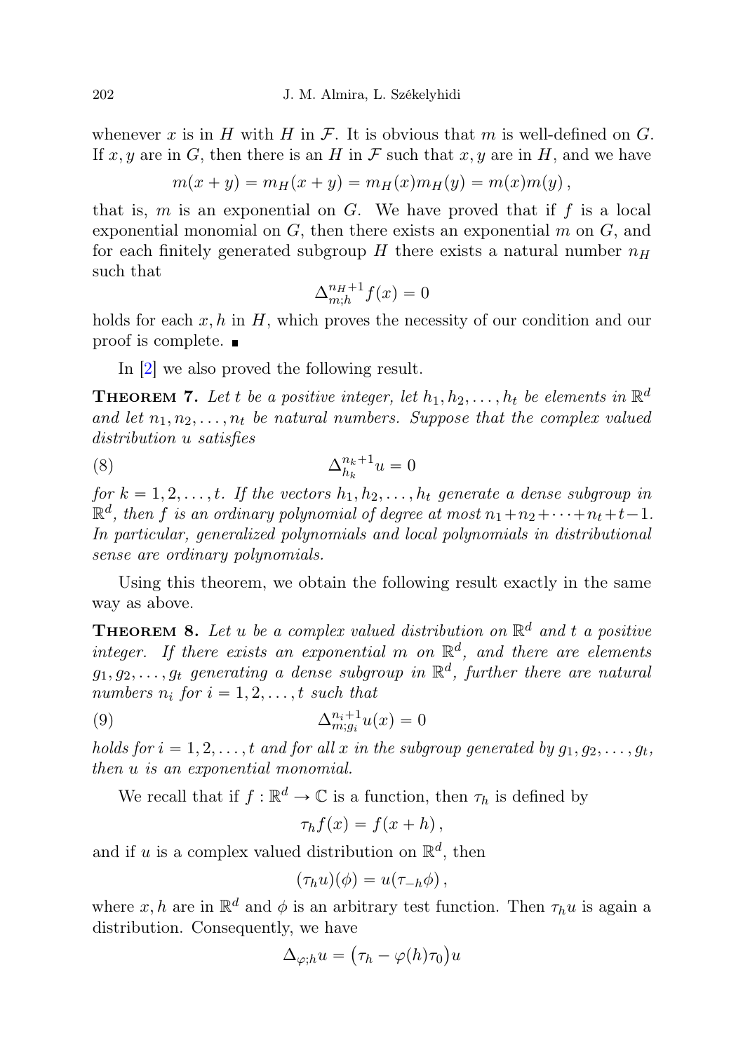whenever $x$ is in $H$ with $H$ in $\mathcal{F}$. It is obvious that $m$ is well-defined on $G$. If $x, y$ are in $G$, then there is an $H$ in $\mathcal{F}$ such that $x, y$ are in $H$, and we have

$$m(x+y) = m_H(x+y) = m_H(x)m_H(y) = m(x)m(y)\,,$$

that is, $m$ is an exponential on $G$. We have proved that if $f$ is a local exponential monomial on $G$, then there exists an exponential $m$ on $G$, and for each finitely generated subgroup $H$ there exists a natural number $n_H$ such that

$$\Delta_{m;h}^{n_H+1} f(x) = 0$$

holds for each $x, h$ in $H$, which proves the necessity of our condition and our proof is complete. ∎

In [2] we also proved the following result.

**Theorem 7.** *Let $t$ be a positive integer, let $h_1, h_2, \dots, h_t$ be elements in $\mathbb{R}^d$ and let $n_1, n_2, \dots, n_t$ be natural numbers. Suppose that the complex valued distribution $u$ satisfies*

$$\Delta_{h_k}^{n_k+1} u = 0 \tag{8}$$

*for $k = 1, 2, \dots, t$. If the vectors $h_1, h_2, \dots, h_t$ generate a dense subgroup in $\mathbb{R}^d$, then $f$ is an ordinary polynomial of degree at most $n_1 + n_2 + \dots + n_t + t - 1$. In particular, generalized polynomials and local polynomials in distributional sense are ordinary polynomials.*

Using this theorem, we obtain the following result exactly in the same way as above.

**Theorem 8.** *Let $u$ be a complex valued distribution on $\mathbb{R}^d$ and $t$ a positive integer. If there exists an exponential $m$ on $\mathbb{R}^d$, and there are elements $g_1, g_2, \dots, g_t$ generating a dense subgroup in $\mathbb{R}^d$, further there are natural numbers $n_i$ for $i = 1, 2, \dots, t$ such that*

$$\Delta_{m;g_i}^{n_i+1} u(x) = 0 \tag{9}$$

*holds for $i = 1, 2, \dots, t$ and for all $x$ in the subgroup generated by $g_1, g_2, \dots, g_t$, then $u$ is an exponential monomial.*

We recall that if $f : \mathbb{R}^d \to \mathbb{C}$ is a function, then $\tau_h$ is defined by

$$\tau_h f(x) = f(x+h)\,,$$

and if $u$ is a complex valued distribution on $\mathbb{R}^d$, then

$$(\tau_h u)(\phi) = u(\tau_{-h}\phi)\,,$$

where $x, h$ are in $\mathbb{R}^d$ and $\phi$ is an arbitrary test function. Then $\tau_h u$ is again a distribution. Consequently, we have

$$\Delta_{\varphi;h} u = \big(\tau_h - \varphi(h)\tau_0\big)u$$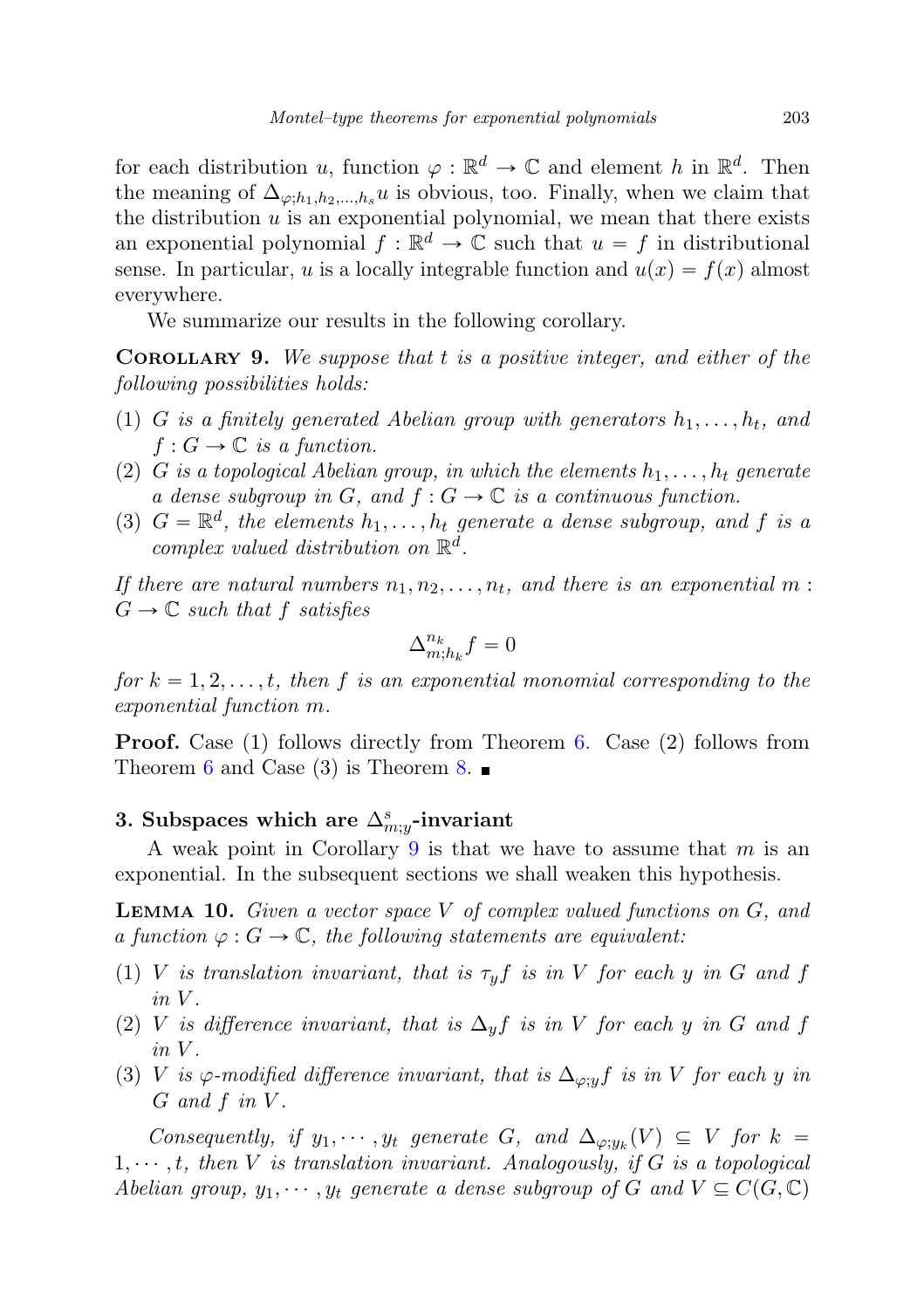for each distribution $u$, function $\varphi : \mathbb{R}^d \to \mathbb{C}$ and element $h$ in $\mathbb{R}^d$. Then the meaning of $\Delta_{\varphi;h_1,h_2,\dots,h_s} u$ is obvious, too. Finally, when we claim that the distribution $u$ is an exponential polynomial, we mean that there exists an exponential polynomial $f : \mathbb{R}^d \to \mathbb{C}$ such that $u = f$ in distributional sense. In particular, $u$ is a locally integrable function and $u(x) = f(x)$ almost everywhere.

We summarize our results in the following corollary.

**Corollary 9.** *We suppose that $t$ is a positive integer, and either of the following possibilities holds:*

1. *$G$ is a finitely generated Abelian group with generators $h_1, \dots, h_t$, and $f : G \to \mathbb{C}$ is a function.*
2. *$G$ is a topological Abelian group, in which the elements $h_1, \dots, h_t$ generate a dense subgroup in $G$, and $f : G \to \mathbb{C}$ is a continuous function.*
3. *$G = \mathbb{R}^d$, the elements $h_1, \dots, h_t$ generate a dense subgroup, and $f$ is a complex valued distribution on $\mathbb{R}^d$.*

*If there are natural numbers $n_1, n_2, \dots, n_t$, and there is an exponential $m : G \to \mathbb{C}$ such that $f$ satisfies*

$$\Delta_{m;h_k}^{n_k} f = 0$$

*for $k = 1, 2, \dots, t$, then $f$ is an exponential monomial corresponding to the exponential function $m$.*

**Proof.** Case (1) follows directly from Theorem 6. Case (2) follows from Theorem 6 and Case (3) is Theorem 8. ∎

## 3. Subspaces which are $\Delta_{m;y}^s$-invariant

A weak point in Corollary 9 is that we have to assume that $m$ is an exponential. In the subsequent sections we shall weaken this hypothesis.

**Lemma 10.** *Given a vector space $V$ of complex valued functions on $G$, and a function $\varphi : G \to \mathbb{C}$, the following statements are equivalent:*

1. *$V$ is translation invariant, that is $\tau_y f$ is in $V$ for each $y$ in $G$ and $f$ in $V$.*
2. *$V$ is difference invariant, that is $\Delta_y f$ is in $V$ for each $y$ in $G$ and $f$ in $V$.*
3. *$V$ is $\varphi$-modified difference invariant, that is $\Delta_{\varphi;y} f$ is in $V$ for each $y$ in $G$ and $f$ in $V$.*

*Consequently, if $y_1, \cdots, y_t$ generate $G$, and $\Delta_{\varphi;y_k}(V) \subseteq V$ for $k = 1, \cdots, t$, then $V$ is translation invariant. Analogously, if $G$ is a topological Abelian group, $y_1, \cdots, y_t$ generate a dense subgroup of $G$ and $V \subseteq C(G, \mathbb{C})$*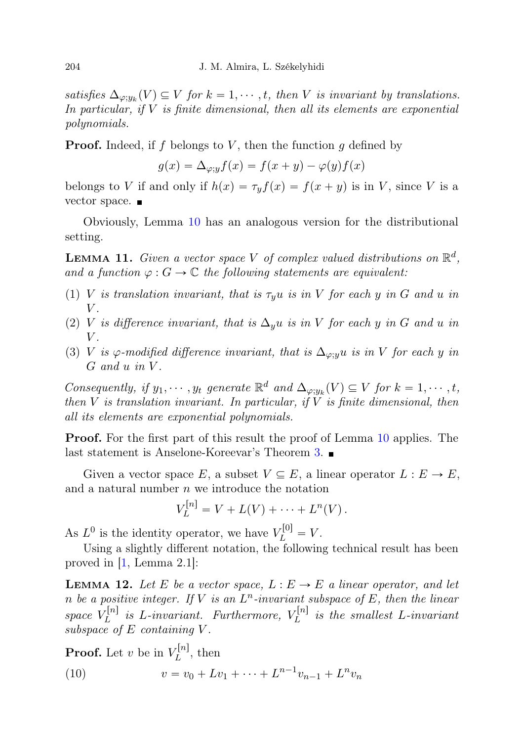*satisfies $\Delta_{\varphi;y_k}(V) \subseteq V$ for $k = 1, \cdots, t$, then $V$ is invariant by translations. In particular, if $V$ is finite dimensional, then all its elements are exponential polynomials.*

**Proof.** Indeed, if $f$ belongs to $V$, then the function $g$ defined by

$$g(x) = \Delta_{\varphi;y} f(x) = f(x+y) - \varphi(y) f(x)$$

belongs to $V$ if and only if $h(x) = \tau_y f(x) = f(x+y)$ is in $V$, since $V$ is a vector space. ∎

Obviously, Lemma 10 has an analogous version for the distributional setting.

**Lemma 11.** *Given a vector space $V$ of complex valued distributions on $\mathbb{R}^d$, and a function $\varphi : G \to \mathbb{C}$ the following statements are equivalent:*

1. *$V$ is translation invariant, that is $\tau_y u$ is in $V$ for each $y$ in $G$ and $u$ in $V$.*
2. *$V$ is difference invariant, that is $\Delta_y u$ is in $V$ for each $y$ in $G$ and $u$ in $V$.*
3. *$V$ is $\varphi$-modified difference invariant, that is $\Delta_{\varphi;y} u$ is in $V$ for each $y$ in $G$ and $u$ in $V$.*

*Consequently, if $y_1, \cdots, y_t$ generate $\mathbb{R}^d$ and $\Delta_{\varphi;y_k}(V) \subseteq V$ for $k = 1, \cdots, t$, then $V$ is translation invariant. In particular, if $V$ is finite dimensional, then all its elements are exponential polynomials.*

**Proof.** For the first part of this result the proof of Lemma 10 applies. The last statement is Anselone-Koreevar's Theorem 3. ∎

Given a vector space $E$, a subset $V \subseteq E$, a linear operator $L : E \to E$, and a natural number $n$ we introduce the notation

$$V_L^{[n]} = V + L(V) + \cdots + L^n(V) .$$

As $L^0$ is the identity operator, we have $V_L^{[0]} = V$.

Using a slightly different notation, the following technical result has been proved in [1, Lemma 2.1]:

**Lemma 12.** *Let $E$ be a vector space, $L : E \to E$ a linear operator, and let $n$ be a positive integer. If $V$ is an $L^n$-invariant subspace of $E$, then the linear space $V_L^{[n]}$ is $L$-invariant. Furthermore, $V_L^{[n]}$ is the smallest $L$-invariant subspace of $E$ containing $V$.*

**Proof.** Let $v$ be in $V_L^{[n]}$, then

$$v = v_0 + Lv_1 + \cdots + L^{n-1} v_{n-1} + L^n v_n \tag{10}$$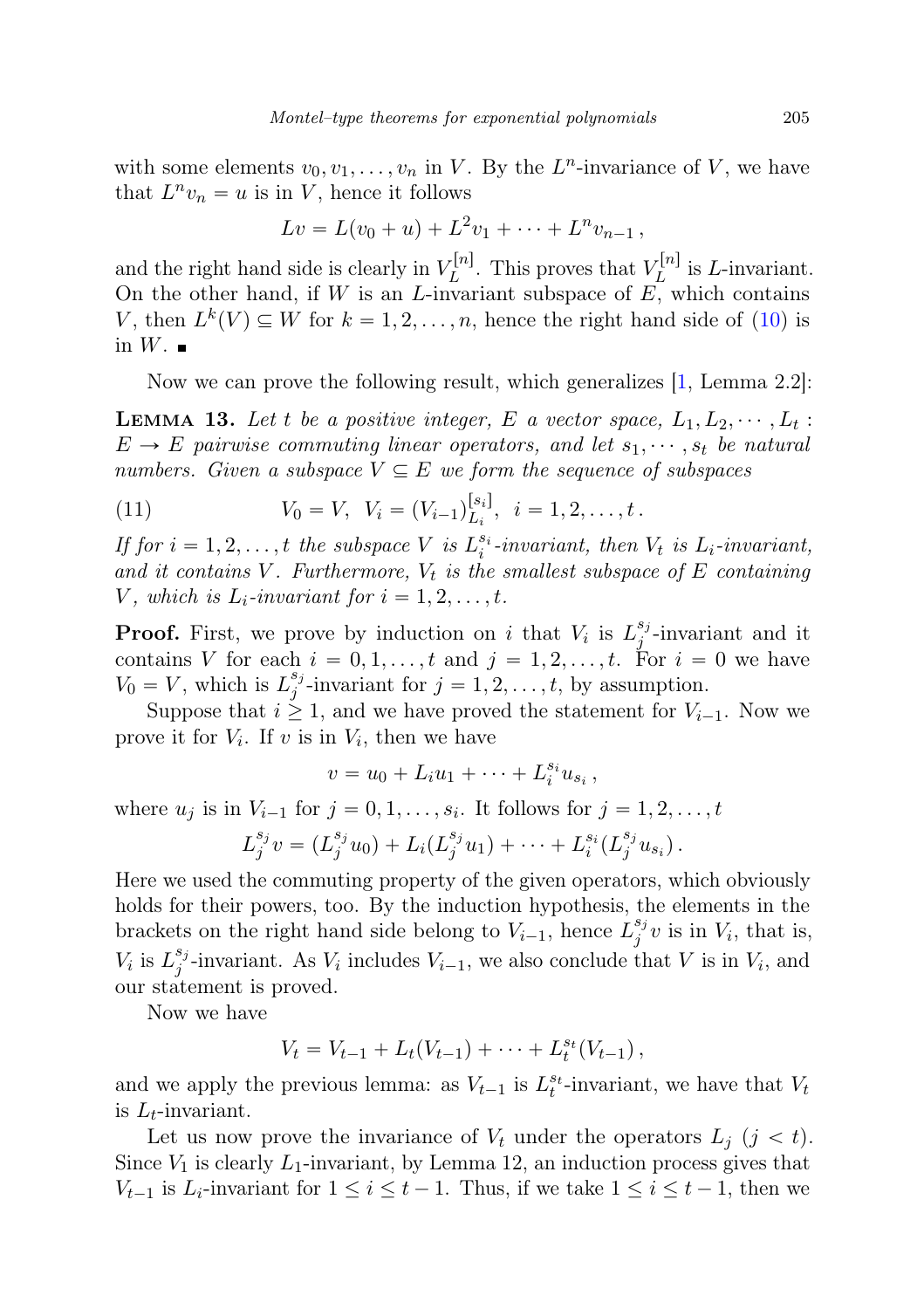with some elements $v_0, v_1, \dots, v_n$ in $V$. By the $L^n$-invariance of $V$, we have that $L^n v_n = u$ is in $V$, hence it follows

$$Lv = L(v_0 + u) + L^2 v_1 + \cdots + L^n v_{n-1}\,,$$

and the right hand side is clearly in $V_L^{[n]}$. This proves that $V_L^{[n]}$ is $L$-invariant. On the other hand, if $W$ is an $L$-invariant subspace of $E$, which contains $V$, then $L^k(V) \subseteq W$ for $k = 1, 2, \dots, n$, hence the right hand side of (10) is in $W$. ∎

Now we can prove the following result, which generalizes [1, Lemma 2.2]:

**Lemma 13.** *Let $t$ be a positive integer, $E$ a vector space, $L_1, L_2, \cdots, L_t : E \to E$ pairwise commuting linear operators, and let $s_1, \cdots, s_t$ be natural numbers. Given a subspace $V \subseteq E$ we form the sequence of subspaces*

$$V_0 = V, \;\; V_i = (V_{i-1})_{L_i}^{[s_i]}, \;\; i = 1, 2, \dots, t\,. \tag{11}$$

*If for $i = 1, 2, \dots, t$ the subspace $V$ is $L_i^{s_i}$-invariant, then $V_t$ is $L_i$-invariant, and it contains $V$. Furthermore, $V_t$ is the smallest subspace of $E$ containing $V$, which is $L_i$-invariant for $i = 1, 2, \dots, t$.*

**Proof.** First, we prove by induction on $i$ that $V_i$ is $L_j^{s_j}$-invariant and it contains $V$ for each $i = 0, 1, \dots, t$ and $j = 1, 2, \dots, t$. For $i = 0$ we have $V_0 = V$, which is $L_j^{s_j}$-invariant for $j = 1, 2, \dots, t$, by assumption.

Suppose that $i \geq 1$, and we have proved the statement for $V_{i-1}$. Now we prove it for $V_i$. If $v$ is in $V_i$, then we have

$$v = u_0 + L_i u_1 + \cdots + L_i^{s_i} u_{s_i}\,,$$

where $u_j$ is in $V_{i-1}$ for $j = 0, 1, \dots, s_i$. It follows for $j = 1, 2, \dots, t$

$$L_j^{s_j} v = (L_j^{s_j} u_0) + L_i(L_j^{s_j} u_1) + \cdots + L_i^{s_i}(L_j^{s_j} u_{s_i})\,.$$

Here we used the commuting property of the given operators, which obviously holds for their powers, too. By the induction hypothesis, the elements in the brackets on the right hand side belong to $V_{i-1}$, hence $L_j^{s_j} v$ is in $V_i$, that is, $V_i$ is $L_j^{s_j}$-invariant. As $V_i$ includes $V_{i-1}$, we also conclude that $V$ is in $V_i$, and our statement is proved.

Now we have

$$V_t = V_{t-1} + L_t(V_{t-1}) + \cdots + L_t^{s_t}(V_{t-1})\,,$$

and we apply the previous lemma: as $V_{t-1}$ is $L_t^{s_t}$-invariant, we have that $V_t$ is $L_t$-invariant.

Let us now prove the invariance of $V_t$ under the operators $L_j$ $(j < t)$. Since $V_1$ is clearly $L_1$-invariant, by Lemma 12, an induction process gives that $V_{t-1}$ is $L_i$-invariant for $1 \leq i \leq t-1$. Thus, if we take $1 \leq i \leq t-1$, then we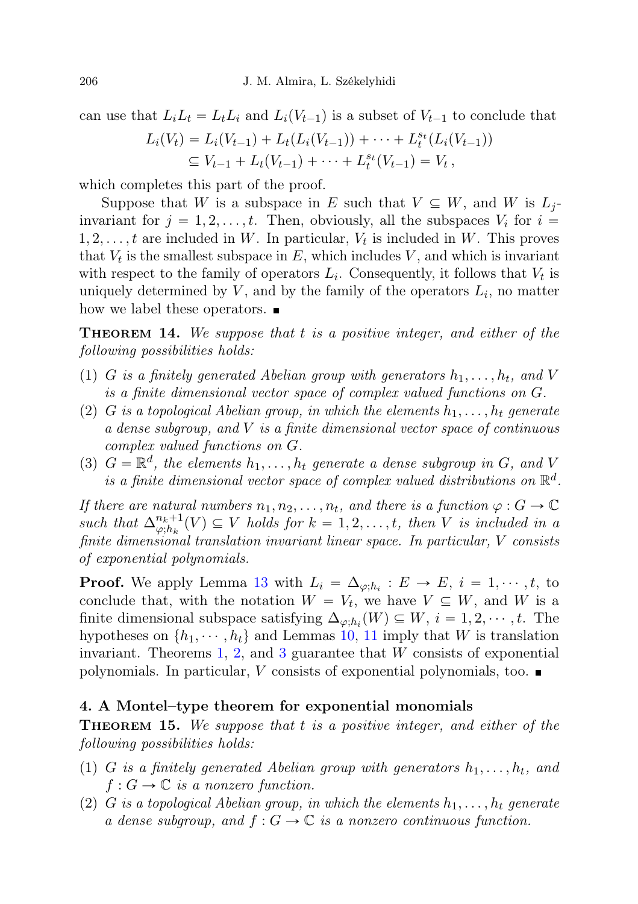can use that $L_i L_t = L_t L_i$ and $L_i(V_{t-1})$ is a subset of $V_{t-1}$ to conclude that

$$
\begin{aligned}
L_i(V_t) &= L_i(V_{t-1}) + L_t(L_i(V_{t-1})) + \cdots + L_t^{s_t}(L_i(V_{t-1})) \\
&\subseteq V_{t-1} + L_t(V_{t-1}) + \cdots + L_t^{s_t}(V_{t-1}) = V_t \,,
\end{aligned}
$$

which completes this part of the proof.

Suppose that $W$ is a subspace in $E$ such that $V \subseteq W$, and $W$ is $L_j$-invariant for $j = 1, 2, \ldots, t$. Then, obviously, all the subspaces $V_i$ for $i = 1, 2, \ldots, t$ are included in $W$. In particular, $V_t$ is included in $W$. This proves that $V_t$ is the smallest subspace in $E$, which includes $V$, and which is invariant with respect to the family of operators $L_i$. Consequently, it follows that $V_t$ is uniquely determined by $V$, and by the family of the operators $L_i$, no matter how we label these operators. ∎

**Theorem 14.** *We suppose that $t$ is a positive integer, and either of the following possibilities holds:*

1. *$G$ is a finitely generated Abelian group with generators $h_1, \ldots, h_t$, and $V$ is a finite dimensional vector space of complex valued functions on $G$.*
2. *$G$ is a topological Abelian group, in which the elements $h_1, \ldots, h_t$ generate a dense subgroup, and $V$ is a finite dimensional vector space of continuous complex valued functions on $G$.*
3. *$G = \mathbb{R}^d$, the elements $h_1, \ldots, h_t$ generate a dense subgroup in $G$, and $V$ is a finite dimensional vector space of complex valued distributions on $\mathbb{R}^d$.*

*If there are natural numbers $n_1, n_2, \ldots, n_t$, and there is a function $\varphi : G \to \mathbb{C}$ such that $\Delta_{\varphi;h_k}^{n_k+1}(V) \subseteq V$ holds for $k = 1, 2, \ldots, t$, then $V$ is included in a finite dimensional translation invariant linear space. In particular, $V$ consists of exponential polynomials.*

**Proof.** We apply Lemma 13 with $L_i = \Delta_{\varphi;h_i} : E \to E$, $i = 1, \cdots, t$, to conclude that, with the notation $W = V_t$, we have $V \subseteq W$, and $W$ is a finite dimensional subspace satisfying $\Delta_{\varphi;h_i}(W) \subseteq W$, $i = 1, 2, \cdots, t$. The hypotheses on $\{h_1, \cdots, h_t\}$ and Lemmas 10, 11 imply that $W$ is translation invariant. Theorems 1, 2, and 3 guarantee that $W$ consists of exponential polynomials. In particular, $V$ consists of exponential polynomials, too. ∎

## 4. A Montel–type theorem for exponential monomials

**Theorem 15.** *We suppose that $t$ is a positive integer, and either of the following possibilities holds:*

1. *$G$ is a finitely generated Abelian group with generators $h_1, \ldots, h_t$, and $f : G \to \mathbb{C}$ is a nonzero function.*
2. *$G$ is a topological Abelian group, in which the elements $h_1, \ldots, h_t$ generate a dense subgroup, and $f : G \to \mathbb{C}$ is a nonzero continuous function.*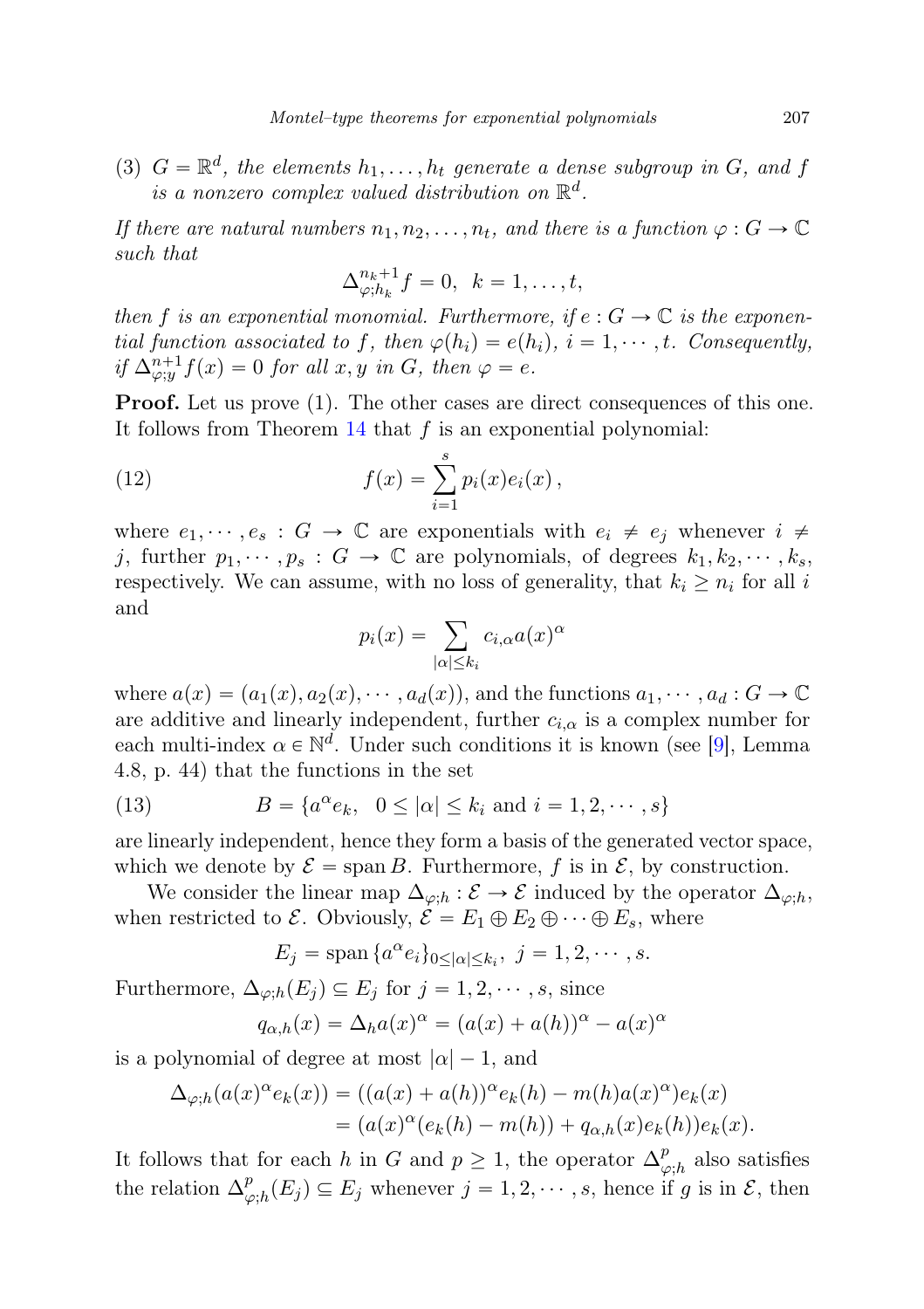(3) $G = \mathbb{R}^d$, *the elements* $h_1, \dots, h_t$ *generate a dense subgroup in* $G$, *and* $f$ *is a nonzero complex valued distribution on* $\mathbb{R}^d$.

*If there are natural numbers* $n_1, n_2, \dots, n_t$, *and there is a function* $\varphi : G \to \mathbb{C}$ *such that*

$$\Delta_{\varphi;h_k}^{n_k+1} f = 0, \;\; k = 1, \dots, t,$$

*then* $f$ *is an exponential monomial. Furthermore, if* $e : G \to \mathbb{C}$ *is the exponential function associated to* $f$, *then* $\varphi(h_i) = e(h_i)$, $i = 1, \cdots, t$. *Consequently, if* $\Delta_{\varphi;y}^{n+1} f(x) = 0$ *for all* $x, y$ *in* $G$, *then* $\varphi = e$.

**Proof.** Let us prove (1). The other cases are direct consequences of this one. It follows from Theorem 14 that $f$ is an exponential polynomial:

$$f(x) = \sum_{i=1}^{s} p_i(x) e_i(x)\,, \tag{12}$$

where $e_1, \cdots, e_s : G \to \mathbb{C}$ are exponentials with $e_i \neq e_j$ whenever $i \neq j$, further $p_1, \cdots, p_s : G \to \mathbb{C}$ are polynomials, of degrees $k_1, k_2, \cdots, k_s$, respectively. We can assume, with no loss of generality, that $k_i \geq n_i$ for all $i$ and

$$p_i(x) = \sum_{|\alpha| \leq k_i} c_{i,\alpha} a(x)^{\alpha}$$

where $a(x) = (a_1(x), a_2(x), \cdots, a_d(x))$, and the functions $a_1, \cdots, a_d : G \to \mathbb{C}$ are additive and linearly independent, further $c_{i,\alpha}$ is a complex number for each multi-index $\alpha \in \mathbb{N}^d$. Under such conditions it is known (see [9], Lemma 4.8, p. 44) that the functions in the set

$$B = \{a^{\alpha} e_k, \;\; 0 \leq |\alpha| \leq k_i \text{ and } i = 1, 2, \cdots, s\} \tag{13}$$

are linearly independent, hence they form a basis of the generated vector space, which we denote by $\mathcal{E} = \operatorname{span} B$. Furthermore, $f$ is in $\mathcal{E}$, by construction.

We consider the linear map $\Delta_{\varphi;h} : \mathcal{E} \to \mathcal{E}$ induced by the operator $\Delta_{\varphi;h}$, when restricted to $\mathcal{E}$. Obviously, $\mathcal{E} = E_1 \oplus E_2 \oplus \cdots \oplus E_s$, where

$$E_j = \operatorname{span}\{a^{\alpha} e_i\}_{0 \leq |\alpha| \leq k_i}, \; j = 1, 2, \cdots, s.$$

Furthermore, $\Delta_{\varphi;h}(E_j) \subseteq E_j$ for $j = 1, 2, \cdots, s$, since

$$q_{\alpha,h}(x) = \Delta_h a(x)^{\alpha} = (a(x) + a(h))^{\alpha} - a(x)^{\alpha}$$

is a polynomial of degree at most $|\alpha| - 1$, and

$$\begin{aligned}
\Delta_{\varphi;h}(a(x)^{\alpha} e_k(x)) &= ((a(x) + a(h))^{\alpha} e_k(h) - m(h) a(x)^{\alpha}) e_k(x) \\
&= (a(x)^{\alpha}(e_k(h) - m(h)) + q_{\alpha,h}(x) e_k(h)) e_k(x).
\end{aligned}$$

It follows that for each $h$ in $G$ and $p \geq 1$, the operator $\Delta_{\varphi;h}^{p}$ also satisfies the relation $\Delta_{\varphi;h}^{p}(E_j) \subseteq E_j$ whenever $j = 1, 2, \cdots, s$, hence if $g$ is in $\mathcal{E}$, then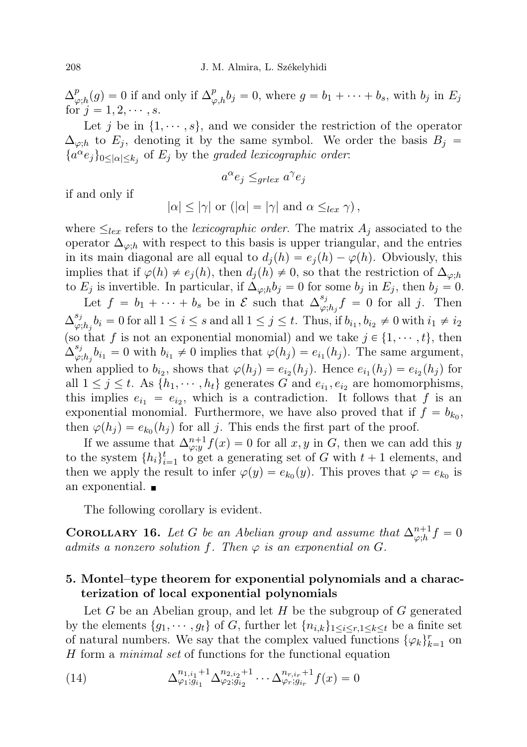$\Delta^p_{\varphi;h}(g) = 0$ if and only if $\Delta^p_{\varphi,h} b_j = 0$, where $g = b_1 + \cdots + b_s$, with $b_j$ in $E_j$ for $j = 1, 2, \cdots, s$.

Let $j$ be in $\{1, \cdots, s\}$, and we consider the restriction of the operator $\Delta_{\varphi;h}$ to $E_j$, denoting it by the same symbol. We order the basis $B_j = \{a^\alpha e_j\}_{0 \le |\alpha| \le k_j}$ of $E_j$ by the *graded lexicographic order*:

$$a^\alpha e_j \le_{grlex} a^\gamma e_j$$

if and only if

$$|\alpha| \le |\gamma| \text{ or } (|\alpha| = |\gamma| \text{ and } \alpha \le_{lex} \gamma),$$

where $\le_{lex}$ refers to the *lexicographic order*. The matrix $A_j$ associated to the operator $\Delta_{\varphi;h}$ with respect to this basis is upper triangular, and the entries in its main diagonal are all equal to $d_j(h) = e_j(h) - \varphi(h)$. Obviously, this implies that if $\varphi(h) \ne e_j(h)$, then $d_j(h) \ne 0$, so that the restriction of $\Delta_{\varphi;h}$ to $E_j$ is invertible. In particular, if $\Delta_{\varphi;h} b_j = 0$ for some $b_j$ in $E_j$, then $b_j = 0$.

Let $f = b_1 + \cdots + b_s$ be in $\mathcal{E}$ such that $\Delta^{s_j}_{\varphi;h_j} f = 0$ for all $j$. Then $\Delta^{s_j}_{\varphi;h_j} b_i = 0$ for all $1 \le i \le s$ and all $1 \le j \le t$. Thus, if $b_{i_1}, b_{i_2} \ne 0$ with $i_1 \ne i_2$ (so that $f$ is not an exponential monomial) and we take $j \in \{1, \cdots, t\}$, then $\Delta^{s_j}_{\varphi;h_j} b_{i_1} = 0$ with $b_{i_1} \ne 0$ implies that $\varphi(h_j) = e_{i_1}(h_j)$. The same argument, when applied to $b_{i_2}$, shows that $\varphi(h_j) = e_{i_2}(h_j)$. Hence $e_{i_1}(h_j) = e_{i_2}(h_j)$ for all $1 \le j \le t$. As $\{h_1, \cdots, h_t\}$ generates $G$ and $e_{i_1}, e_{i_2}$ are homomorphisms, this implies $e_{i_1} = e_{i_2}$, which is a contradiction. It follows that $f$ is an exponential monomial. Furthermore, we have also proved that if $f = b_{k_0}$, then $\varphi(h_j) = e_{k_0}(h_j)$ for all $j$. This ends the first part of the proof.

If we assume that $\Delta^{n+1}_{\varphi;y} f(x) = 0$ for all $x, y$ in $G$, then we can add this $y$ to the system $\{h_i\}_{i=1}^t$ to get a generating set of $G$ with $t+1$ elements, and then we apply the result to infer $\varphi(y) = e_{k_0}(y)$. This proves that $\varphi = e_{k_0}$ is an exponential. ∎

The following corollary is evident.

**Corollary 16.** *Let $G$ be an Abelian group and assume that $\Delta^{n+1}_{\varphi;h} f = 0$ admits a nonzero solution $f$. Then $\varphi$ is an exponential on $G$.*

## 5. Montel–type theorem for exponential polynomials and a characterization of local exponential polynomials

Let $G$ be an Abelian group, and let $H$ be the subgroup of $G$ generated by the elements $\{g_1, \cdots, g_t\}$ of $G$, further let $\{n_{i,k}\}_{1 \le i \le r, 1 \le k \le t}$ be a finite set of natural numbers. We say that the complex valued functions $\{\varphi_k\}_{k=1}^r$ on $H$ form a *minimal set* of functions for the functional equation

$$\Delta^{n_{1,i_1}+1}_{\varphi_1;g_{i_1}} \Delta^{n_{2,i_2}+1}_{\varphi_2;g_{i_2}} \cdots \Delta^{n_{r,i_r}+1}_{\varphi_r;g_{i_r}} f(x) = 0 \tag{14}$$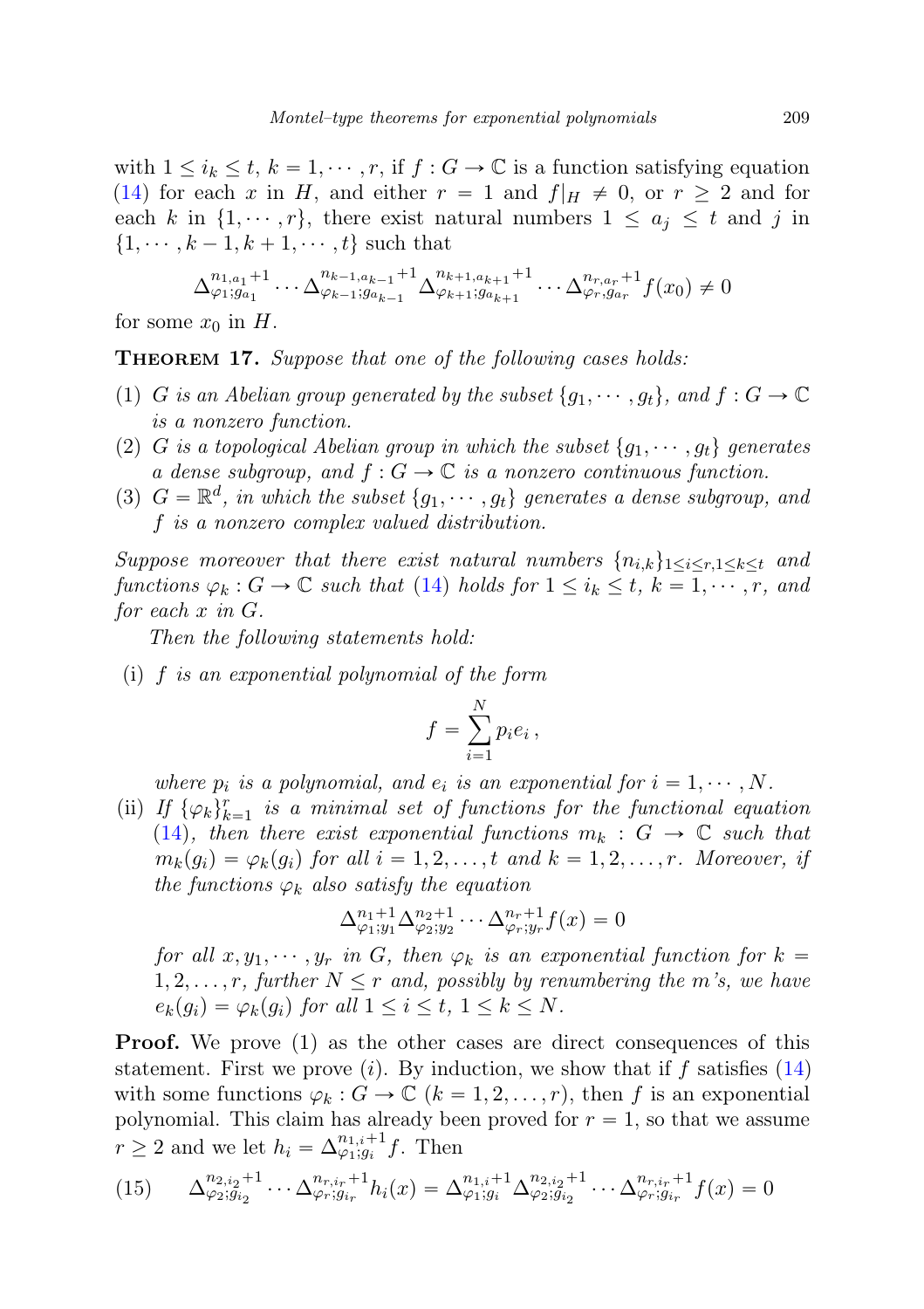with $1 \leq i_k \leq t$, $k = 1, \cdots, r$, if $f : G \to \mathbb{C}$ is a function satisfying equation (14) for each $x$ in $H$, and either $r = 1$ and $f|_H \neq 0$, or $r \geq 2$ and for each $k$ in $\{1, \cdots, r\}$, there exist natural numbers $1 \leq a_j \leq t$ and $j$ in $\{1, \cdots, k-1, k+1, \cdots, t\}$ such that

$$\Delta^{n_{1,a_1}+1}_{\varphi_1;g_{a_1}} \cdots \Delta^{n_{k-1,a_{k-1}}+1}_{\varphi_{k-1};g_{a_{k-1}}} \Delta^{n_{k+1,a_{k+1}}+1}_{\varphi_{k+1};g_{a_{k+1}}} \cdots \Delta^{n_{r,a_r}+1}_{\varphi_r,g_{a_r}} f(x_0) \neq 0$$

for some $x_0$ in $H$.

**Theorem 17.** *Suppose that one of the following cases holds:*

1. *$G$ is an Abelian group generated by the subset $\{g_1, \cdots, g_t\}$, and $f : G \to \mathbb{C}$ is a nonzero function.*
2. *$G$ is a topological Abelian group in which the subset $\{g_1, \cdots, g_t\}$ generates a dense subgroup, and $f : G \to \mathbb{C}$ is a nonzero continuous function.*
3. *$G = \mathbb{R}^d$, in which the subset $\{g_1, \cdots, g_t\}$ generates a dense subgroup, and $f$ is a nonzero complex valued distribution.*

*Suppose moreover that there exist natural numbers $\{n_{i,k}\}_{1 \leq i \leq r, 1 \leq k \leq t}$ and functions $\varphi_k : G \to \mathbb{C}$ such that (14) holds for $1 \leq i_k \leq t$, $k = 1, \cdots, r$, and for each $x$ in $G$.*

*Then the following statements hold:*

(i) *$f$ is an exponential polynomial of the form*

$$f = \sum_{i=1}^{N} p_i e_i \,,$$

*where $p_i$ is a polynomial, and $e_i$ is an exponential for $i = 1, \cdots, N$.*

(ii) *If $\{\varphi_k\}_{k=1}^{r}$ is a minimal set of functions for the functional equation (14), then there exist exponential functions $m_k : G \to \mathbb{C}$ such that $m_k(g_i) = \varphi_k(g_i)$ for all $i = 1, 2, \ldots, t$ and $k = 1, 2, \ldots, r$. Moreover, if the functions $\varphi_k$ also satisfy the equation*

$$\Delta^{n_1+1}_{\varphi_1;y_1} \Delta^{n_2+1}_{\varphi_2;y_2} \cdots \Delta^{n_r+1}_{\varphi_r;y_r} f(x) = 0$$

*for all $x, y_1, \cdots, y_r$ in $G$, then $\varphi_k$ is an exponential function for $k = 1, 2, \ldots, r$, further $N \leq r$ and, possibly by renumbering the $m$'s, we have $e_k(g_i) = \varphi_k(g_i)$ for all $1 \leq i \leq t$, $1 \leq k \leq N$.*

**Proof.** We prove (1) as the other cases are direct consequences of this statement. First we prove $(i)$. By induction, we show that if $f$ satisfies (14) with some functions $\varphi_k : G \to \mathbb{C}$ $(k = 1, 2, \ldots, r)$, then $f$ is an exponential polynomial. This claim has already been proved for $r = 1$, so that we assume $r \geq 2$ and we let $h_i = \Delta^{n_{1,i}+1}_{\varphi_1;g_i} f$. Then

$$\Delta^{n_{2,i_2}+1}_{\varphi_2;g_{i_2}} \cdots \Delta^{n_{r,i_r}+1}_{\varphi_r;g_{i_r}} h_i(x) = \Delta^{n_{1,i}+1}_{\varphi_1;g_i} \Delta^{n_{2,i_2}+1}_{\varphi_2;g_{i_2}} \cdots \Delta^{n_{r,i_r}+1}_{\varphi_r;g_{i_r}} f(x) = 0 \tag{15}$$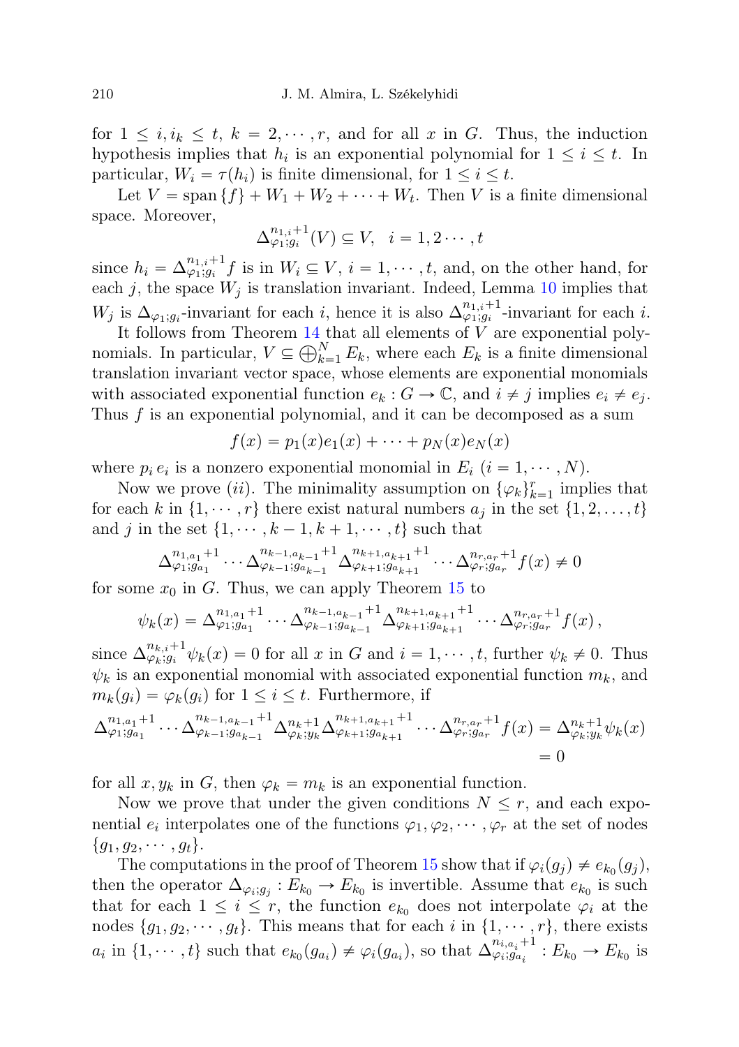for $1 \leq i, i_k \leq t$, $k = 2, \cdots, r$, and for all $x$ in $G$. Thus, the induction hypothesis implies that $h_i$ is an exponential polynomial for $1 \leq i \leq t$. In particular, $W_i = \tau(h_i)$ is finite dimensional, for $1 \leq i \leq t$.

Let $V = \operatorname{span}\{f\} + W_1 + W_2 + \cdots + W_t$. Then $V$ is a finite dimensional space. Moreover,

$$\Delta_{\varphi_1;g_i}^{n_{1,i}+1}(V) \subseteq V, \quad i = 1, 2\cdots, t$$

since $h_i = \Delta_{\varphi_1;g_i}^{n_{1,i}+1} f$ is in $W_i \subseteq V$, $i = 1, \cdots, t$, and, on the other hand, for each $j$, the space $W_j$ is translation invariant. Indeed, Lemma 10 implies that $W_j$ is $\Delta_{\varphi_1;g_i}$-invariant for each $i$, hence it is also $\Delta_{\varphi_1;g_i}^{n_{1,i}+1}$-invariant for each $i$.

It follows from Theorem 14 that all elements of $V$ are exponential polynomials. In particular, $V \subseteq \bigoplus_{k=1}^N E_k$, where each $E_k$ is a finite dimensional translation invariant vector space, whose elements are exponential monomials with associated exponential function $e_k : G \to \mathbb{C}$, and $i \neq j$ implies $e_i \neq e_j$. Thus $f$ is an exponential polynomial, and it can be decomposed as a sum

$$f(x) = p_1(x)e_1(x) + \cdots + p_N(x)e_N(x)$$

where $p_i\, e_i$ is a nonzero exponential monomial in $E_i$ $(i = 1, \cdots, N)$.

Now we prove *(ii)*. The minimality assumption on $\{\varphi_k\}_{k=1}^r$ implies that for each $k$ in $\{1, \cdots, r\}$ there exist natural numbers $a_j$ in the set $\{1, 2, \ldots, t\}$ and $j$ in the set $\{1, \cdots, k-1, k+1, \cdots, t\}$ such that

$$\Delta_{\varphi_1;g_{a_1}}^{n_{1,a_1}+1} \cdots \Delta_{\varphi_{k-1};g_{a_{k-1}}}^{n_{k-1,a_{k-1}}+1} \Delta_{\varphi_{k+1};g_{a_{k+1}}}^{n_{k+1,a_{k+1}}+1} \cdots \Delta_{\varphi_r;g_{a_r}}^{n_{r,a_r}+1} f(x) \neq 0$$

for some $x_0$ in $G$. Thus, we can apply Theorem 15 to

$$\psi_k(x) = \Delta_{\varphi_1;g_{a_1}}^{n_{1,a_1}+1} \cdots \Delta_{\varphi_{k-1};g_{a_{k-1}}}^{n_{k-1,a_{k-1}}+1} \Delta_{\varphi_{k+1};g_{a_{k+1}}}^{n_{k+1,a_{k+1}}+1} \cdots \Delta_{\varphi_r;g_{a_r}}^{n_{r,a_r}+1} f(x)\,,$$

since $\Delta_{\varphi_k;g_i}^{n_{k,i}+1}\psi_k(x) = 0$ for all $x$ in $G$ and $i = 1, \cdots, t$, further $\psi_k \neq 0$. Thus $\psi_k$ is an exponential monomial with associated exponential function $m_k$, and $m_k(g_i) = \varphi_k(g_i)$ for $1 \leq i \leq t$. Furthermore, if

$$\Delta_{\varphi_1;g_{a_1}}^{n_{1,a_1}+1} \cdots \Delta_{\varphi_{k-1};g_{a_{k-1}}}^{n_{k-1,a_{k-1}}+1} \Delta_{\varphi_k;y_k}^{n_k+1} \Delta_{\varphi_{k+1};g_{a_{k+1}}}^{n_{k+1,a_{k+1}}+1} \cdots \Delta_{\varphi_r;g_{a_r}}^{n_{r,a_r}+1} f(x) = \Delta_{\varphi_k;y_k}^{n_k+1}\psi_k(x) = 0$$

for all $x, y_k$ in $G$, then $\varphi_k = m_k$ is an exponential function.

Now we prove that under the given conditions $N \leq r$, and each exponential $e_i$ interpolates one of the functions $\varphi_1, \varphi_2, \cdots, \varphi_r$ at the set of nodes $\{g_1, g_2, \cdots, g_t\}$.

The computations in the proof of Theorem 15 show that if $\varphi_i(g_j) \neq e_{k_0}(g_j)$, then the operator $\Delta_{\varphi_i;g_j} : E_{k_0} \to E_{k_0}$ is invertible. Assume that $e_{k_0}$ is such that for each $1 \leq i \leq r$, the function $e_{k_0}$ does not interpolate $\varphi_i$ at the nodes $\{g_1, g_2, \cdots, g_t\}$. This means that for each $i$ in $\{1, \cdots, r\}$, there exists $a_i$ in $\{1, \cdots, t\}$ such that $e_{k_0}(g_{a_i}) \neq \varphi_i(g_{a_i})$, so that $\Delta_{\varphi_i;g_{a_i}}^{n_{i,a_i}+1} : E_{k_0} \to E_{k_0}$ is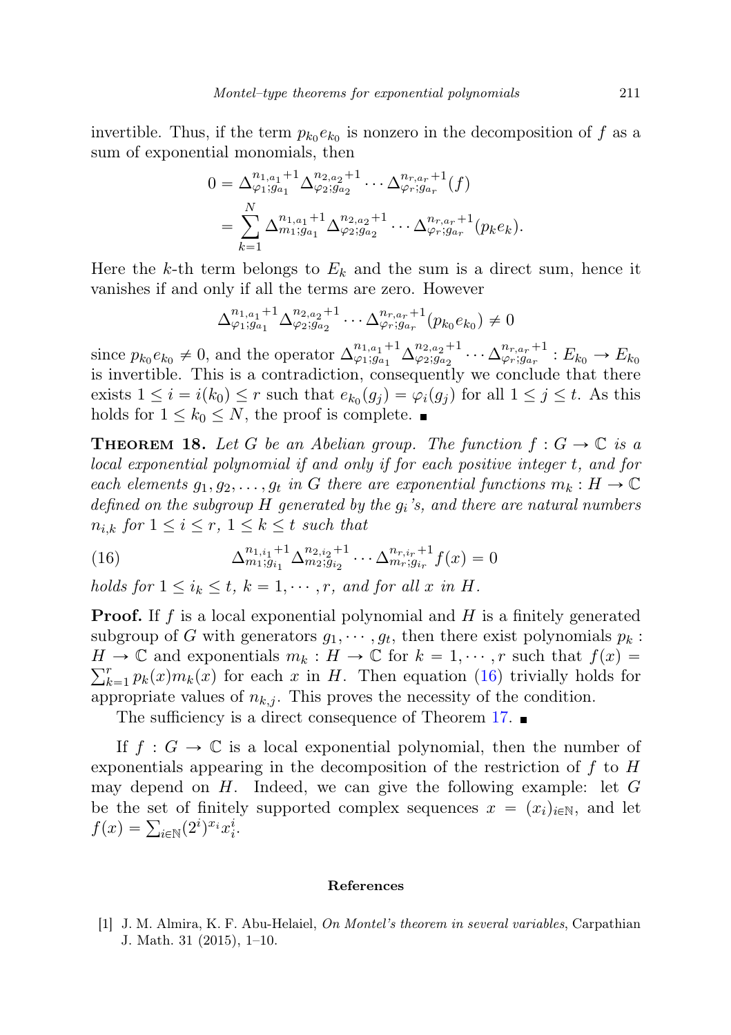invertible. Thus, if the term $p_{k_0}e_{k_0}$ is nonzero in the decomposition of $f$ as a sum of exponential monomials, then

$$
\begin{aligned}
0 &= \Delta^{n_{1,a_1}+1}_{\varphi_1;g_{a_1}} \Delta^{n_{2,a_2}+1}_{\varphi_2;g_{a_2}} \cdots \Delta^{n_{r,a_r}+1}_{\varphi_r;g_{a_r}}(f) \\
&= \sum_{k=1}^{N} \Delta^{n_{1,a_1}+1}_{m_1;g_{a_1}} \Delta^{n_{2,a_2}+1}_{\varphi_2;g_{a_2}} \cdots \Delta^{n_{r,a_r}+1}_{\varphi_r;g_{a_r}}(p_k e_k).
\end{aligned}
$$

Here the $k$-th term belongs to $E_k$ and the sum is a direct sum, hence it vanishes if and only if all the terms are zero. However

$$
\Delta^{n_{1,a_1}+1}_{\varphi_1;g_{a_1}} \Delta^{n_{2,a_2}+1}_{\varphi_2;g_{a_2}} \cdots \Delta^{n_{r,a_r}+1}_{\varphi_r;g_{a_r}}(p_{k_0} e_{k_0}) \neq 0
$$

since $p_{k_0}e_{k_0} \neq 0$, and the operator $\Delta^{n_{1,a_1}+1}_{\varphi_1;g_{a_1}} \Delta^{n_{2,a_2}+1}_{\varphi_2;g_{a_2}} \cdots \Delta^{n_{r,a_r}+1}_{\varphi_r;g_{a_r}} : E_{k_0} \to E_{k_0}$ is invertible. This is a contradiction, consequently we conclude that there exists $1 \leq i = i(k_0) \leq r$ such that $e_{k_0}(g_j) = \varphi_i(g_j)$ for all $1 \leq j \leq t$. As this holds for $1 \leq k_0 \leq N$, the proof is complete. ∎

**Theorem 18.** *Let $G$ be an Abelian group. The function $f : G \to \mathbb{C}$ is a local exponential polynomial if and only if for each positive integer $t$, and for each elements $g_1, g_2, \ldots, g_t$ in $G$ there are exponential functions $m_k : H \to \mathbb{C}$ defined on the subgroup $H$ generated by the $g_i$'s, and there are natural numbers $n_{i,k}$ for $1 \leq i \leq r$, $1 \leq k \leq t$ such that*

$$
\Delta^{n_{1,i_1}+1}_{m_1;g_{i_1}} \Delta^{n_{2,i_2}+1}_{m_2;g_{i_2}} \cdots \Delta^{n_{r,i_r}+1}_{m_r;g_{i_r}} f(x) = 0 \tag{16}
$$

*holds for $1 \leq i_k \leq t$, $k = 1, \cdots, r$, and for all $x$ in $H$.*

**Proof.** If $f$ is a local exponential polynomial and $H$ is a finitely generated subgroup of $G$ with generators $g_1, \cdots, g_t$, then there exist polynomials $p_k : H \to \mathbb{C}$ and exponentials $m_k : H \to \mathbb{C}$ for $k = 1, \cdots, r$ such that $f(x) = \sum_{k=1}^{r} p_k(x) m_k(x)$ for each $x$ in $H$. Then equation (16) trivially holds for appropriate values of $n_{k,j}$. This proves the necessity of the condition.

The sufficiency is a direct consequence of Theorem 17. ∎

If $f : G \to \mathbb{C}$ is a local exponential polynomial, then the number of exponentials appearing in the decomposition of the restriction of $f$ to $H$ may depend on $H$. Indeed, we can give the following example: let $G$ be the set of finitely supported complex sequences $x = (x_i)_{i \in \mathbb{N}}$, and let $f(x) = \sum_{i \in \mathbb{N}} (2^i)^{x_i} x_i^i$.

## References

[1] J. M. Almira, K. F. Abu-Helaiel, *On Montel's theorem in several variables*, Carpathian J. Math. 31 (2015), 1–10.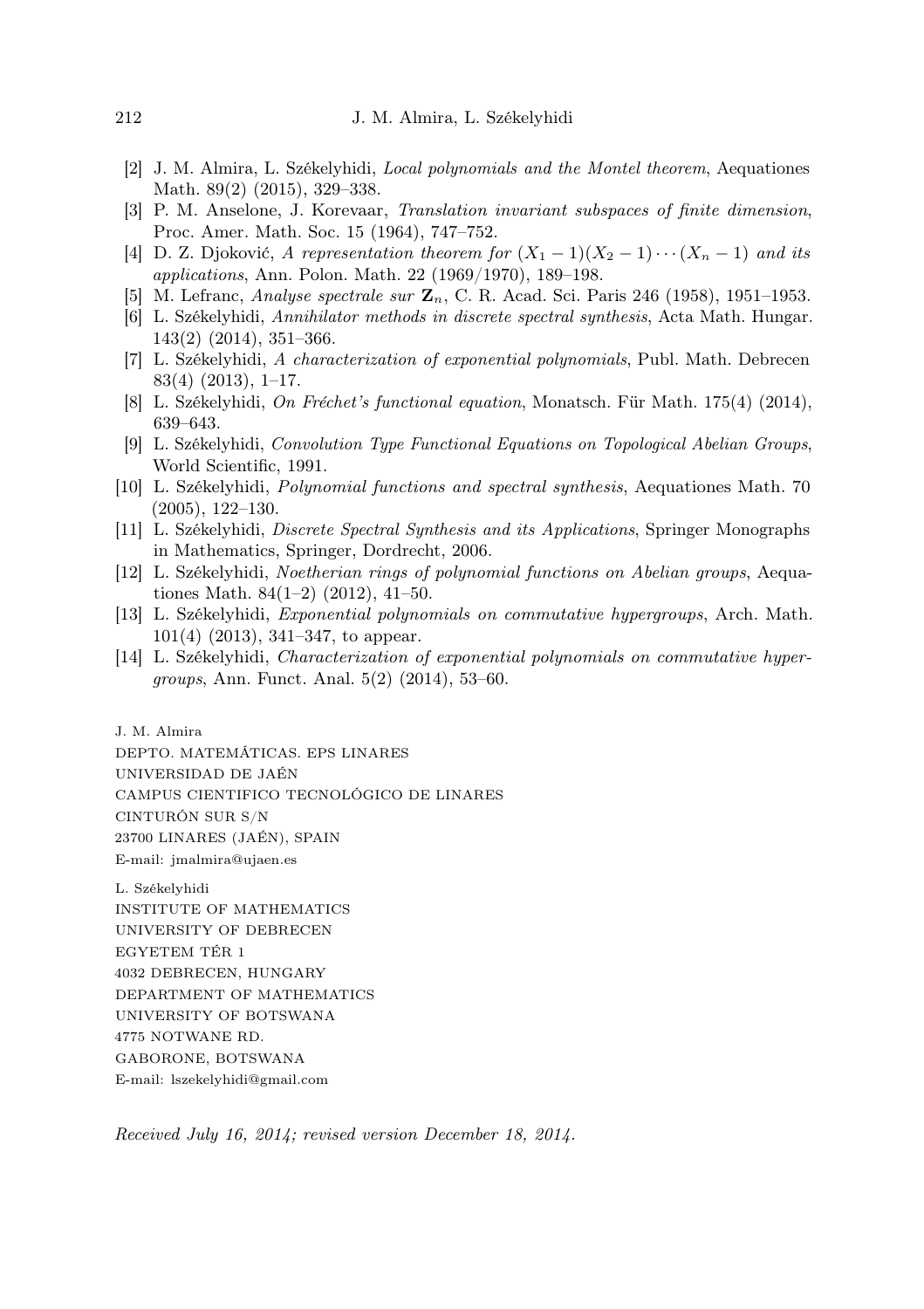[2] J. M. Almira, L. Székelyhidi, *Local polynomials and the Montel theorem*, Aequationes Math. 89(2) (2015), 329–338.

[3] P. M. Anselone, J. Korevaar, *Translation invariant subspaces of finite dimension*, Proc. Amer. Math. Soc. 15 (1964), 747–752.

[4] D. Z. Djoković, *A representation theorem for $(X_1 - 1)(X_2 - 1) \cdots (X_n - 1)$ and its applications*, Ann. Polon. Math. 22 (1969/1970), 189–198.

[5] M. Lefranc, *Analyse spectrale sur* $\mathbf{Z}_n$, C. R. Acad. Sci. Paris 246 (1958), 1951–1953.

[6] L. Székelyhidi, *Annihilator methods in discrete spectral synthesis*, Acta Math. Hungar. 143(2) (2014), 351–366.

[7] L. Székelyhidi, *A characterization of exponential polynomials*, Publ. Math. Debrecen 83(4) (2013), 1–17.

[8] L. Székelyhidi, *On Fréchet's functional equation*, Monatsch. Für Math. 175(4) (2014), 639–643.

[9] L. Székelyhidi, *Convolution Type Functional Equations on Topological Abelian Groups*, World Scientific, 1991.

[10] L. Székelyhidi, *Polynomial functions and spectral synthesis*, Aequationes Math. 70 (2005), 122–130.

[11] L. Székelyhidi, *Discrete Spectral Synthesis and its Applications*, Springer Monographs in Mathematics, Springer, Dordrecht, 2006.

[12] L. Székelyhidi, *Noetherian rings of polynomial functions on Abelian groups*, Aequationes Math. 84(1–2) (2012), 41–50.

[13] L. Székelyhidi, *Exponential polynomials on commutative hypergroups*, Arch. Math. 101(4) (2013), 341–347, to appear.

[14] L. Székelyhidi, *Characterization of exponential polynomials on commutative hypergroups*, Ann. Funct. Anal. 5(2) (2014), 53–60.

J. M. Almira
DEPTO. MATEMÁTICAS. EPS LINARES
UNIVERSIDAD DE JAÉN
CAMPUS CIENTIFICO TECNOLÓGICO DE LINARES
CINTURÓN SUR S/N
23700 LINARES (JAÉN), SPAIN
E-mail: jmalmira@ujaen.es

L. Székelyhidi
INSTITUTE OF MATHEMATICS
UNIVERSITY OF DEBRECEN
EGYETEM TÉR 1
4032 DEBRECEN, HUNGARY
DEPARTMENT OF MATHEMATICS
UNIVERSITY OF BOTSWANA
4775 NOTWANE RD.
GABORONE, BOTSWANA
E-mail: lszekelyhidi@gmail.com

*Received July 16, 2014; revised version December 18, 2014.*